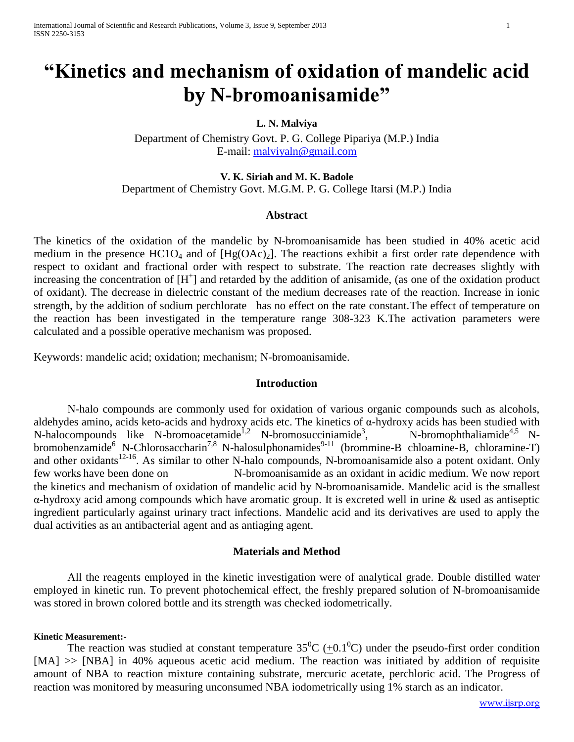# "Kinetics and mechanism of oxidation of mandelic acid by N-bromoanisamide"

**L. N. Malviya**

Department of Chemistry Govt. P. G. College Pipariya (M.P.) India
E-mail: malviyaln@gmail.com

**V. K. Siriah and M. K. Badole**

Department of Chemistry Govt. M.G.M. P. G. College Itarsi (M.P.) India

## Abstract

The kinetics of the oxidation of the mandelic by N-bromoanisamide has been studied in 40% acetic acid medium in the presence $HC1O_4$ and of $[Hg(OAc)_2]$. The reactions exhibit a first order rate dependence with respect to oxidant and fractional order with respect to substrate. The reaction rate decreases slightly with increasing the concentration of $[H^+]$ and retarded by the addition of anisamide, (as one of the oxidation product of oxidant). The decrease in dielectric constant of the medium decreases rate of the reaction. Increase in ionic strength, by the addition of sodium perchlorate has no effect on the rate constant.The effect of temperature on the reaction has been investigated in the temperature range 308-323 K.The activation parameters were calculated and a possible operative mechanism was proposed.

Keywords: mandelic acid; oxidation; mechanism; N-bromoanisamide.

## Introduction

N-halo compounds are commonly used for oxidation of various organic compounds such as alcohols, aldehydes amino, acids keto-acids and hydroxy acids etc. The kinetics of α-hydroxy acids has been studied with N-halocompounds like N-bromoacetamide[1,2] N-bromosucciniamide[3], N-bromophthaliamide[4,5] N-bromobenzamide[6] N-Chlorosaccharin[7,8] N-halosulphonamides[9-11] (brommine-B chloamine-B, chloramine-T) and other oxidants[12-16]. As similar to other N-halo compounds, N-bromoanisamide also a potent oxidant. Only few works have been done on N-bromoanisamide as an oxidant in acidic medium. We now report the kinetics and mechanism of oxidation of mandelic acid by N-bromoanisamide. Mandelic acid is the smallest α-hydroxy acid among compounds which have aromatic group. It is excreted well in urine & used as antiseptic ingredient particularly against urinary tract infections. Mandelic acid and its derivatives are used to apply the dual activities as an antibacterial agent and as antiaging agent.

## Materials and Method

All the reagents employed in the kinetic investigation were of analytical grade. Double distilled water employed in kinetic run. To prevent photochemical effect, the freshly prepared solution of N-bromoanisamide was stored in brown colored bottle and its strength was checked iodometrically.

#### Kinetic Measurement:-

The reaction was studied at constant temperature $35^0C$ ($\pm 0.1^0C$) under the pseudo-first order condition [MA] >> [NBA] in 40% aqueous acetic acid medium. The reaction was initiated by addition of requisite amount of NBA to reaction mixture containing substrate, mercuric acetate, perchloric acid. The Progress of reaction was monitored by measuring unconsumed NBA iodometrically using 1% starch as an indicator.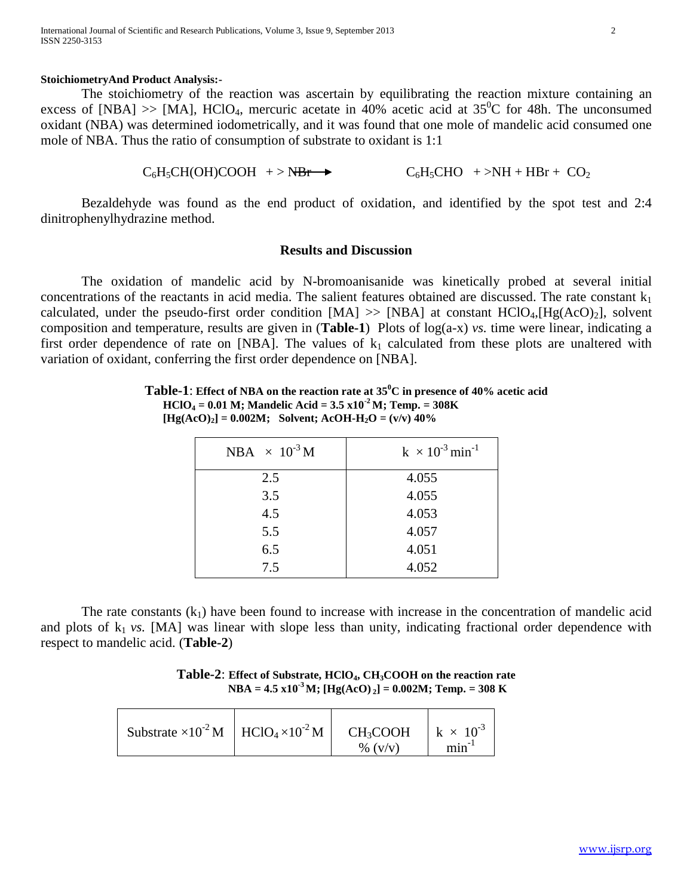**StoichiometryAnd Product Analysis:-**

The stoichiometry of the reaction was ascertain by equilibrating the reaction mixture containing an excess of [NBA] >> [MA], $HClO_4$, mercuric acetate in 40% acetic acid at $35^0C$ for 48h. The unconsumed oxidant (NBA) was determined iodometrically, and it was found that one mole of mandelic acid consumed one mole of NBA. Thus the ratio of consumption of substrate to oxidant is 1:1

$$C_6H_5CH(OH)COOH \ + >NBr \longrightarrow \qquad C_6H_5CHO \ + >NH + HBr + CO_2$$

Bezaldehyde was found as the end product of oxidation, and identified by the spot test and 2:4 dinitrophenylhydrazine method.

## Results and Discussion

The oxidation of mandelic acid by N-bromoanisanide was kinetically probed at several initial concentrations of the reactants in acid media. The salient features obtained are discussed. The rate constant $k_1$ calculated, under the pseudo-first order condition [MA] >> [NBA] at constant $HClO_4$,$[Hg(AcO)_2]$, solvent composition and temperature, results are given in (**Table-1**) Plots of log(a-x) *vs.* time were linear, indicating a first order dependence of rate on [NBA]. The values of $k_1$ calculated from these plots are unaltered with variation of oxidant, conferring the first order dependence on [NBA].

**Table-1**: **Effect of NBA on the reaction rate at $35^0C$ in presence of 40% acetic acid $HClO_4$ = 0.01 M; Mandelic Acid = 3.5 x$10^{-2}$ M; Temp. = 308K $[Hg(AcO)_2]$ = 0.002M; Solvent; $AcOH-H_2O$ = (v/v) 40%**

| NBA $\times 10^{-3}$ M | k $\times 10^{-3}$ $min^{-1}$ |
|---|---|
| 2.5 | 4.055 |
| 3.5 | 4.055 |
| 4.5 | 4.053 |
| 5.5 | 4.057 |
| 6.5 | 4.051 |
| 7.5 | 4.052 |

The rate constants ($k_1$) have been found to increase with increase in the concentration of mandelic acid and plots of $k_1$ *vs.* [MA] was linear with slope less than unity, indicating fractional order dependence with respect to mandelic acid. (**Table-2**)

**Table-2**: **Effect of Substrate, $HClO_4$, $CH_3COOH$ on the reaction rate NBA = 4.5 x$10^{-3}$ M; $[Hg(AcO)_2]$ = 0.002M; Temp. = 308 K**

| Substrate $\times 10^{-2}$ M | $HClO_4 \times 10^{-2}$ M | $CH_3COOH$ % (v/v) | k $\times$ $10^{-3}$ $min^{-1}$ |
|---|---|---|---|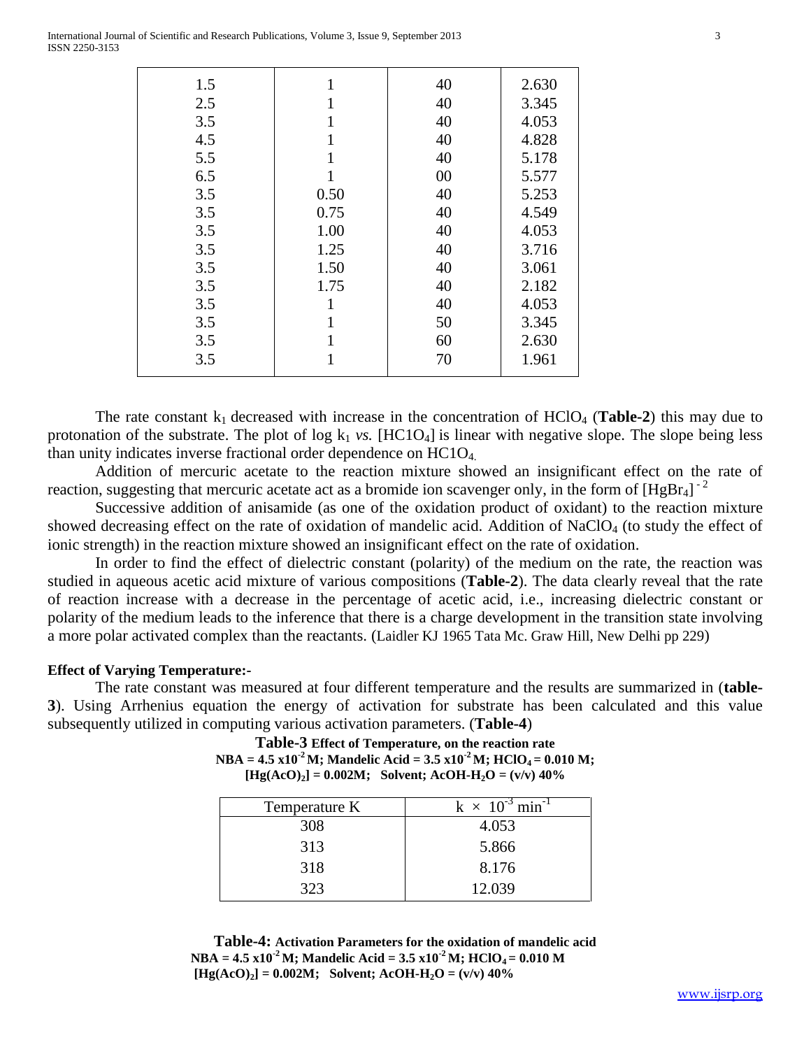| | | | |
|---|---|---|---|
| 1.5 | 1 | 40 | 2.630 |
| 2.5 | 1 | 40 | 3.345 |
| 3.5 | 1 | 40 | 4.053 |
| 4.5 | 1 | 40 | 4.828 |
| 5.5 | 1 | 40 | 5.178 |
| 6.5 | 1 | 00 | 5.577 |
| 3.5 | 0.50 | 40 | 5.253 |
| 3.5 | 0.75 | 40 | 4.549 |
| 3.5 | 1.00 | 40 | 4.053 |
| 3.5 | 1.25 | 40 | 3.716 |
| 3.5 | 1.50 | 40 | 3.061 |
| 3.5 | 1.75 | 40 | 2.182 |
| 3.5 | 1 | 40 | 4.053 |
| 3.5 | 1 | 50 | 3.345 |
| 3.5 | 1 | 60 | 2.630 |
| 3.5 | 1 | 70 | 1.961 |

The rate constant $k_1$ decreased with increase in the concentration of $HClO_4$ (**Table-2**) this may due to protonation of the substrate. The plot of log $k_1$ *vs.* [$HC1O_4$] is linear with negative slope. The slope being less than unity indicates inverse fractional order dependence on $HC1O_4$.

Addition of mercuric acetate to the reaction mixture showed an insignificant effect on the rate of reaction, suggesting that mercuric acetate act as a bromide ion scavenger only, in the form of $[HgBr_4]^{-2}$

Successive addition of anisamide (as one of the oxidation product of oxidant) to the reaction mixture showed decreasing effect on the rate of oxidation of mandelic acid. Addition of $NaClO_4$ (to study the effect of ionic strength) in the reaction mixture showed an insignificant effect on the rate of oxidation.

In order to find the effect of dielectric constant (polarity) of the medium on the rate, the reaction was studied in aqueous acetic acid mixture of various compositions (**Table-2**). The data clearly reveal that the rate of reaction increase with a decrease in the percentage of acetic acid, i.e., increasing dielectric constant or polarity of the medium leads to the inference that there is a charge development in the transition state involving a more polar activated complex than the reactants. (Laidler KJ 1965 Tata Mc. Graw Hill, New Delhi pp 229)

**Effect of Varying Temperature:-**

The rate constant was measured at four different temperature and the results are summarized in (**table-3**). Using Arrhenius equation the energy of activation for substrate has been calculated and this value subsequently utilized in computing various activation parameters. (**Table-4**)

**Table-3 Effect of Temperature, on the reaction rate**
**NBA = 4.5 x$10^{-2}$ M; Mandelic Acid = 3.5 x$10^{-2}$ M; $HClO_4$ = 0.010 M; [$Hg(AcO)_2$] = 0.002M; Solvent; AcOH-$H_2O$ = (v/v) 40%**

| Temperature K | $k \times 10^{-3}$ $min^{-1}$ |
|---|---|
| 308 | 4.053 |
| 313 | 5.866 |
| 318 | 8.176 |
| 323 | 12.039 |

**Table-4: Activation Parameters for the oxidation of mandelic acid**
**NBA = 4.5 x$10^{-2}$ M; Mandelic Acid = 3.5 x$10^{-2}$ M; $HClO_4$ = 0.010 M**
**[$Hg(AcO)_2$] = 0.002M; Solvent; AcOH-$H_2O$ = (v/v) 40%**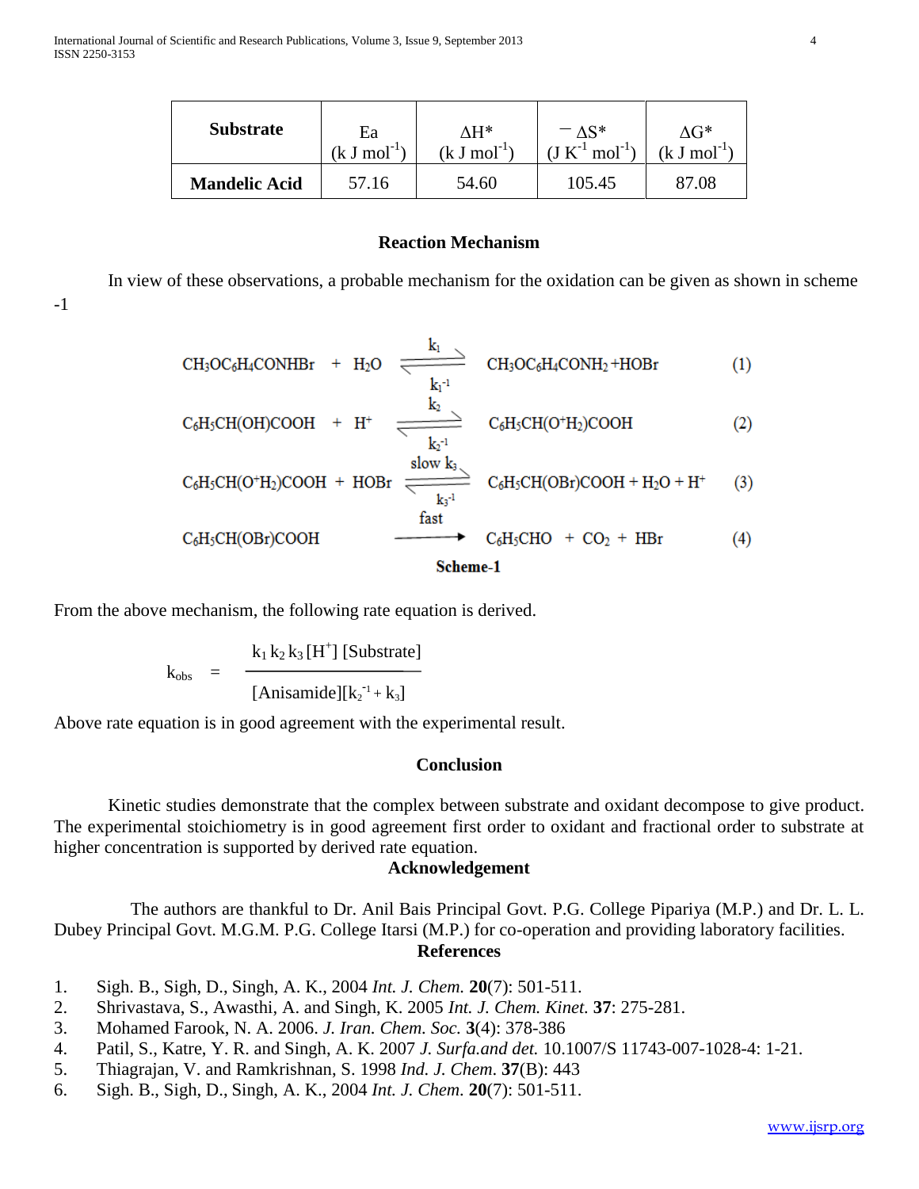| Substrate | Ea (k J mol$^{-1}$) | ΔH* (k J mol$^{-1}$) | − ΔS* (J K$^{-1}$ mol$^{-1}$) | ΔG* (k J mol$^{-1}$) |
|---|---|---|---|---|
| **Mandelic Acid** | 57.16 | 54.60 | 105.45 | 87.08 |

## Reaction Mechanism

In view of these observations, a probable mechanism for the oxidation can be given as shown in scheme -1

$$CH_3OC_6H_4CONHBr + H_2O \underset{k_1^{-1}}{\overset{k_1}{\rightleftharpoons}} CH_3OC_6H_4CONH_2 + HOBr \quad (1)$$

$$C_6H_5CH(OH)COOH + H^+ \underset{k_2^{-1}}{\overset{k_2}{\rightleftharpoons}} C_6H_5CH(O^+H_2)COOH \quad (2)$$

$$C_6H_5CH(O^+H_2)COOH + HOBr \underset{k_3^{-1}}{\overset{\text{slow } k_3}{\rightleftharpoons}} C_6H_5CH(OBr)COOH + H_2O + H^+ \quad (3)$$

$$C_6H_5CH(OBr)COOH \xrightarrow{\text{fast}} C_6H_5CHO + CO_2 + HBr \quad (4)$$

**Scheme-1**

From the above mechanism, the following rate equation is derived.

$$k_{obs} = \frac{k_1 k_2 k_3 [H^+] [\text{Substrate}]}{[\text{Anisamide}][k_2^{-1} + k_3]}$$

Above rate equation is in good agreement with the experimental result.

## Conclusion

Kinetic studies demonstrate that the complex between substrate and oxidant decompose to give product. The experimental stoichiometry is in good agreement first order to oxidant and fractional order to substrate at higher concentration is supported by derived rate equation.

## Acknowledgement

The authors are thankful to Dr. Anil Bais Principal Govt. P.G. College Pipariya (M.P.) and Dr. L. L. Dubey Principal Govt. M.G.M. P.G. College Itarsi (M.P.) for co-operation and providing laboratory facilities.

## References

1. Sigh. B., Sigh, D., Singh, A. K., 2004 *Int. J. Chem.* **20**(7): 501-511.
2. Shrivastava, S., Awasthi, A. and Singh, K. 2005 *Int. J. Chem. Kinet.* **37**: 275-281.
3. Mohamed Farook, N. A. 2006. *J. Iran. Chem. Soc.* **3**(4): 378-386
4. Patil, S., Katre, Y. R. and Singh, A. K. 2007 *J. Surfa.and det.* 10.1007/S 11743-007-1028-4: 1-21.
5. Thiagrajan, V. and Ramkrishnan, S. 1998 *Ind. J. Chem.* **37**(B): 443
6. Sigh. B., Sigh, D., Singh, A. K., 2004 *Int. J. Chem.* **20**(7): 501-511.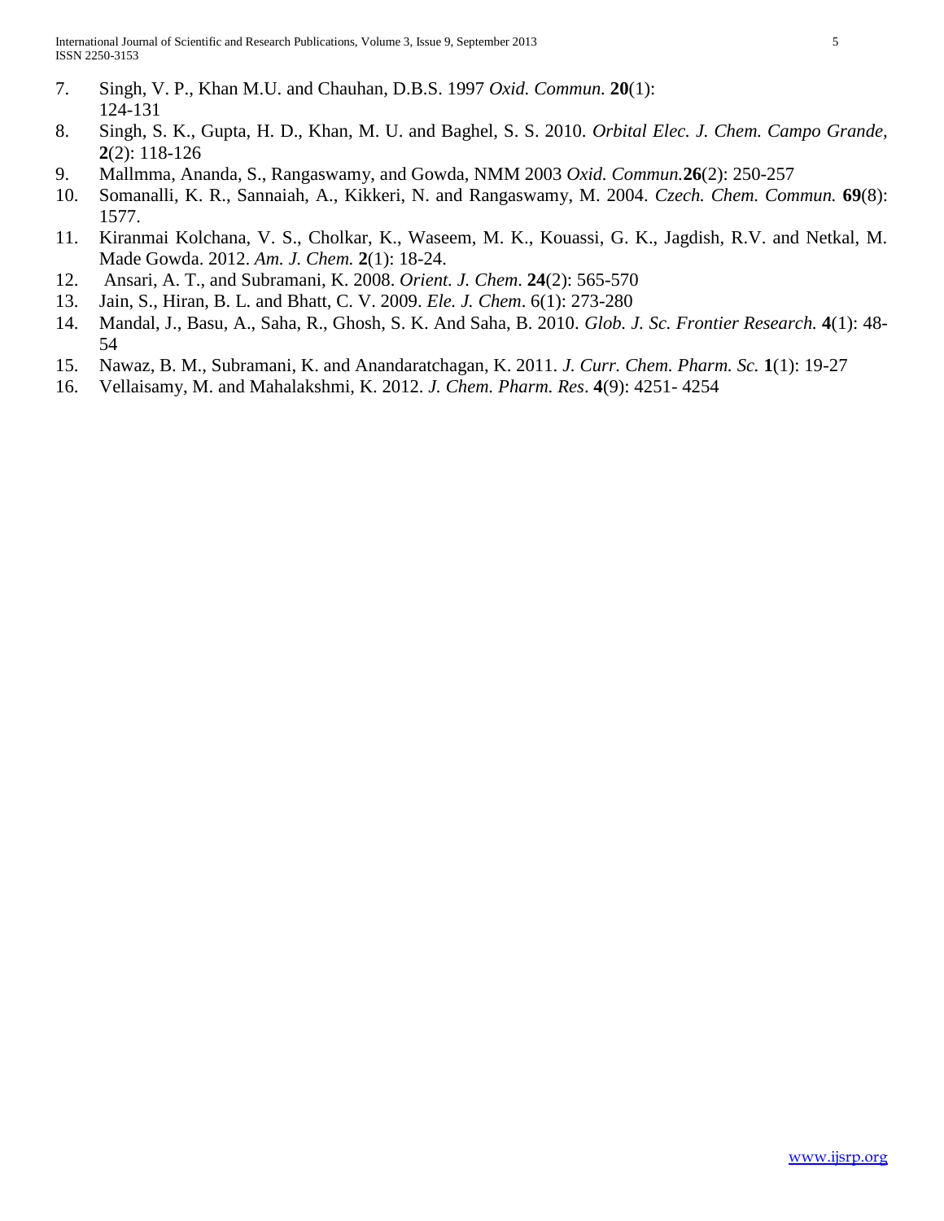7. Singh, V. P., Khan M.U. and Chauhan, D.B.S. 1997 *Oxid. Commun.* **20**(1): 124-131
8. Singh, S. K., Gupta, H. D., Khan, M. U. and Baghel, S. S. 2010. *Orbital Elec. J. Chem. Campo Grande,* **2**(2): 118-126
9. Mallmma, Ananda, S., Rangaswamy, and Gowda, NMM 2003 *Oxid. Commun.***26**(2): 250-257
10. Somanalli, K. R., Sannaiah, A., Kikkeri, N. and Rangaswamy, M. 2004. *Czech. Chem. Commun.* **69**(8): 1577.
11. Kiranmai Kolchana, V. S., Cholkar, K., Waseem, M. K., Kouassi, G. K., Jagdish, R.V. and Netkal, M. Made Gowda. 2012. *Am. J. Chem.* **2**(1): 18-24.
12. Ansari, A. T., and Subramani, K. 2008. *Orient. J. Chem*. **24**(2): 565-570
13. Jain, S., Hiran, B. L. and Bhatt, C. V. 2009. *Ele. J. Chem*. 6(1): 273-280
14. Mandal, J., Basu, A., Saha, R., Ghosh, S. K. And Saha, B. 2010. *Glob. J. Sc. Frontier Research.* **4**(1): 48-54
15. Nawaz, B. M., Subramani, K. and Anandaratchagan, K. 2011. *J. Curr. Chem. Pharm. Sc.* **1**(1): 19-27
16. Vellaisamy, M. and Mahalakshmi, K. 2012. *J. Chem. Pharm. Res*. **4**(9): 4251- 4254